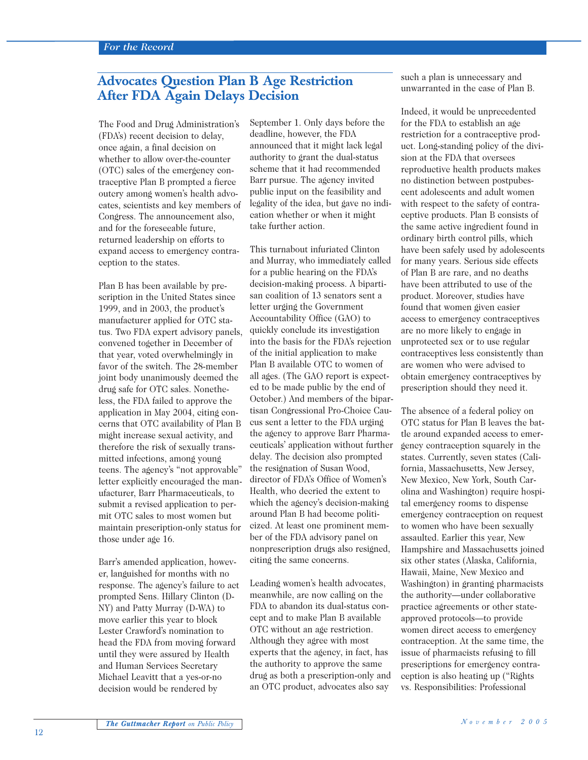# Advocates Question Plan B Age Restriction After FDA Again Delays Decision

The Food and Drug Administration's (FDA's) recent decision to delay, once again, a final decision on whether to allow over-the-counter (OTC) sales of the emergency contraceptive Plan B prompted a fierce outcry among women's health advocates, scientists and key members of Congress. The announcement also, and for the foreseeable future, returned leadership on efforts to expand access to emergency contraception to the states.

Plan B has been available by prescription in the United States since 1999, and in 2003, the product's manufacturer applied for OTC status. Two FDA expert advisory panels, convened together in December of that year, voted overwhelmingly in favor of the switch. The 28-member joint body unanimously deemed the drug safe for OTC sales. Nonetheless, the FDA failed to approve the application in May 2004, citing concerns that OTC availability of Plan B might increase sexual activity, and therefore the risk of sexually transmitted infections, among young teens. The agency's "not approvable" letter explicitly encouraged the manufacturer, Barr Pharmaceuticals, to submit a revised application to permit OTC sales to most women but maintain prescription-only status for those under age 16.

Barr's amended application, however, languished for months with no response. The agency's failure to act prompted Sens. Hillary Clinton (D-NY) and Patty Murray (D-WA) to move earlier this year to block Lester Crawford's nomination to head the FDA from moving forward until they were assured by Health and Human Services Secretary Michael Leavitt that a yes-or-no decision would be rendered by September 1. Only days before the deadline, however, the FDA announced that it might lack legal authority to grant the dual-status scheme that it had recommended Barr pursue. The agency invited public input on the feasibility and legality of the idea, but gave no indication whether or when it might take further action.

This turnabout infuriated Clinton and Murray, who immediately called for a public hearing on the FDA's decision-making process. A bipartisan coalition of 13 senators sent a letter urging the Government Accountability Office (GAO) to quickly conclude its investigation into the basis for the FDA's rejection of the initial application to make Plan B available OTC to women of all ages. (The GAO report is expected to be made public by the end of October.) And members of the bipartisan Congressional Pro-Choice Caucus sent a letter to the FDA urging the agency to approve Barr Pharmaceuticals' application without further delay. The decision also prompted the resignation of Susan Wood, director of FDA's Office of Women's Health, who decried the extent to which the agency's decision-making around Plan B had become politicized. At least one prominent member of the FDA advisory panel on nonprescription drugs also resigned, citing the same concerns.

Leading women's health advocates, meanwhile, are now calling on the FDA to abandon its dual-status concept and to make Plan B available OTC without an age restriction. Although they agree with most experts that the agency, in fact, has the authority to approve the same drug as both a prescription-only and an OTC product, advocates also say such a plan is unnecessary and unwarranted in the case of Plan B.

Indeed, it would be unprecedented for the FDA to establish an age restriction for a contraceptive product. Long-standing policy of the division at the FDA that oversees reproductive health products makes no distinction between postpubescent adolescents and adult women with respect to the safety of contraceptive products. Plan B consists of the same active ingredient found in ordinary birth control pills, which have been safely used by adolescents for many years. Serious side effects of Plan B are rare, and no deaths have been attributed to use of the product. Moreover, studies have found that women given easier access to emergency contraceptives are no more likely to engage in unprotected sex or to use regular contraceptives less consistently than are women who were advised to obtain emergency contraceptives by prescription should they need it.

The absence of a federal policy on OTC status for Plan B leaves the battle around expanded access to emergency contraception squarely in the states. Currently, seven states (California, Massachusetts, New Jersey, New Mexico, New York, South Carolina and Washington) require hospital emergency rooms to dispense emergency contraception on request to women who have been sexually assaulted. Earlier this year, New Hampshire and Massachusetts joined six other states (Alaska, California, Hawaii, Maine, New Mexico and Washington) in granting pharmacists the authority—under collaborative practice agreements or other state-approved protocols—to provide women direct access to emergency contraception. At the same time, the issue of pharmacists refusing to fill prescriptions for emergency contraception is also heating up ("Rights vs. Responsibilities: Professional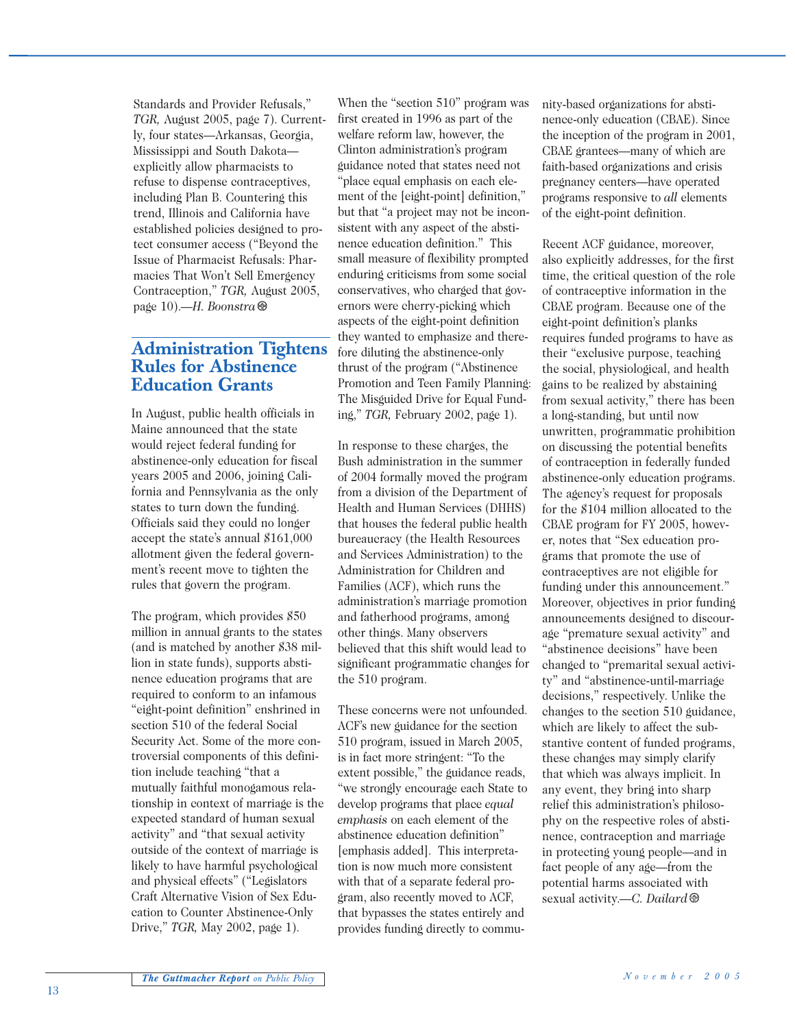Standards and Provider Refusals," *TGR,* August 2005, page 7). Currently, four states—Arkansas, Georgia, Mississippi and South Dakota—explicitly allow pharmacists to refuse to dispense contraceptives, including Plan B. Countering this trend, Illinois and California have established policies designed to protect consumer access ("Beyond the Issue of Pharmacist Refusals: Pharmacies That Won't Sell Emergency Contraception," *TGR,* August 2005, page 10).—*H. Boonstra*

## Administration Tightens Rules for Abstinence Education Grants

In August, public health officials in Maine announced that the state would reject federal funding for abstinence-only education for fiscal years 2005 and 2006, joining California and Pennsylvania as the only states to turn down the funding. Officials said they could no longer accept the state's annual $161,000 allotment given the federal government's recent move to tighten the rules that govern the program.

The program, which provides $50 million in annual grants to the states (and is matched by another $38 million in state funds), supports abstinence education programs that are required to conform to an infamous "eight-point definition" enshrined in section 510 of the federal Social Security Act. Some of the more controversial components of this definition include teaching "that a mutually faithful monogamous relationship in context of marriage is the expected standard of human sexual activity" and "that sexual activity outside of the context of marriage is likely to have harmful psychological and physical effects" ("Legislators Craft Alternative Vision of Sex Education to Counter Abstinence-Only Drive," *TGR,* May 2002, page 1).

When the "section 510" program was first created in 1996 as part of the welfare reform law, however, the Clinton administration's program guidance noted that states need not "place equal emphasis on each element of the [eight-point] definition," but that "a project may not be inconsistent with any aspect of the abstinence education definition." This small measure of flexibility prompted enduring criticisms from some social conservatives, who charged that governors were cherry-picking which aspects of the eight-point definition they wanted to emphasize and therefore diluting the abstinence-only thrust of the program ("Abstinence Promotion and Teen Family Planning: The Misguided Drive for Equal Funding," *TGR,* February 2002, page 1).

In response to these charges, the Bush administration in the summer of 2004 formally moved the program from a division of the Department of Health and Human Services (DHHS) that houses the federal public health bureaucracy (the Health Resources and Services Administration) to the Administration for Children and Families (ACF), which runs the administration's marriage promotion and fatherhood programs, among other things. Many observers believed that this shift would lead to significant programmatic changes for the 510 program.

These concerns were not unfounded. ACF's new guidance for the section 510 program, issued in March 2005, is in fact more stringent: "To the extent possible," the guidance reads, "we strongly encourage each State to develop programs that place *equal emphasis* on each element of the abstinence education definition" [emphasis added]. This interpretation is now much more consistent with that of a separate federal program, also recently moved to ACF, that bypasses the states entirely and provides funding directly to community-based organizations for abstinence-only education (CBAE). Since the inception of the program in 2001, CBAE grantees—many of which are faith-based organizations and crisis pregnancy centers—have operated programs responsive to *all* elements of the eight-point definition.

Recent ACF guidance, moreover, also explicitly addresses, for the first time, the critical question of the role of contraceptive information in the CBAE program. Because one of the eight-point definition's planks requires funded programs to have as their "exclusive purpose, teaching the social, physiological, and health gains to be realized by abstaining from sexual activity," there has been a long-standing, but until now unwritten, programmatic prohibition on discussing the potential benefits of contraception in federally funded abstinence-only education programs. The agency's request for proposals for the $104 million allocated to the CBAE program for FY 2005, however, notes that "Sex education programs that promote the use of contraceptives are not eligible for funding under this announcement." Moreover, objectives in prior funding announcements designed to discourage "premature sexual activity" and "abstinence decisions" have been changed to "premarital sexual activity" and "abstinence-until-marriage decisions," respectively. Unlike the changes to the section 510 guidance, which are likely to affect the substantive content of funded programs, these changes may simply clarify that which was always implicit. In any event, they bring into sharp relief this administration's philosophy on the respective roles of abstinence, contraception and marriage in protecting young people—and in fact people of any age—from the potential harms associated with sexual activity.—*C. Dailard*